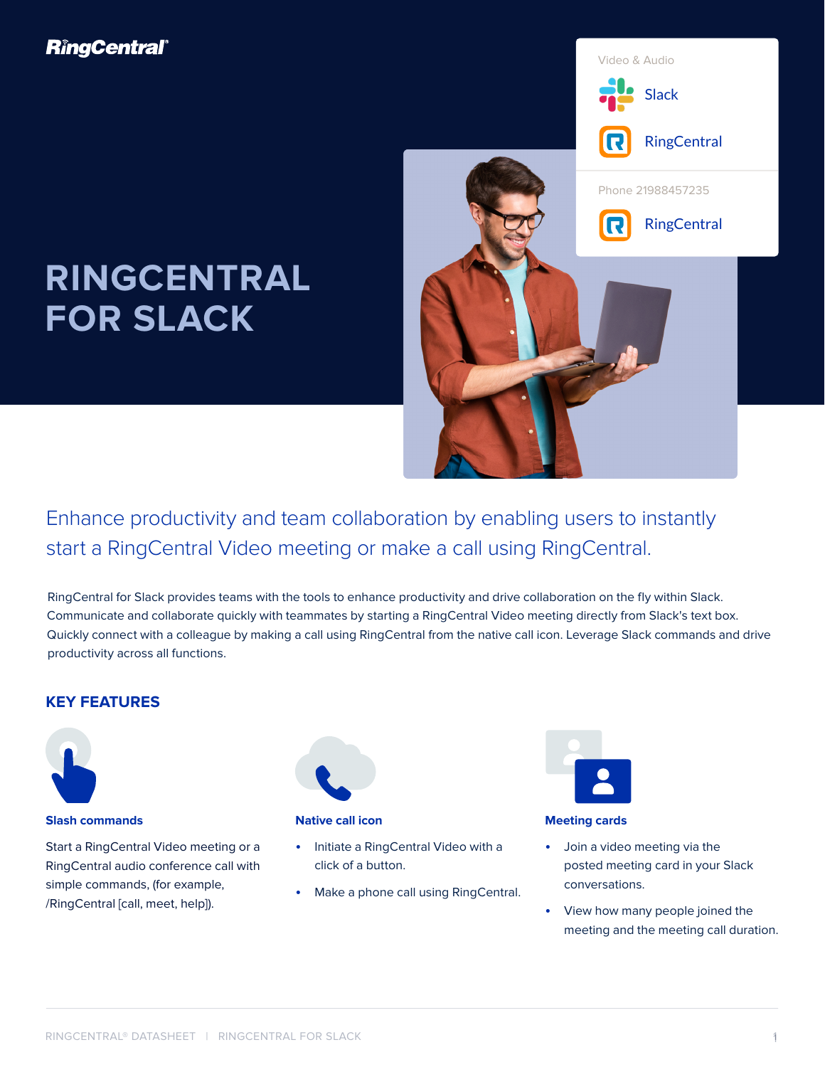# RINGCENTRAL FOR SLACK

Video & Audio

Slack

RingCentral

Phone 21988457235

RingCentral

## Enhance productivity and team collaboration by enabling users to instantly start a RingCentral Video meeting or make a call using RingCentral.

RingCentral for Slack provides teams with the tools to enhance productivity and drive collaboration on the fly within Slack. Communicate and collaborate quickly with teammates by starting a RingCentral Video meeting directly from Slack's text box. Quickly connect with a colleague by making a call using RingCentral from the native call icon. Leverage Slack commands and drive productivity across all functions.

## KEY FEATURES

### Slash commands

Start a RingCentral Video meeting or a RingCentral audio conference call with simple commands, (for example, /RingCentral [call, meet, help]).

### Native call icon

- Initiate a RingCentral Video with a click of a button.
- Make a phone call using RingCentral.

### Meeting cards

- Join a video meeting via the posted meeting card in your Slack conversations.
- View how many people joined the meeting and the meeting call duration.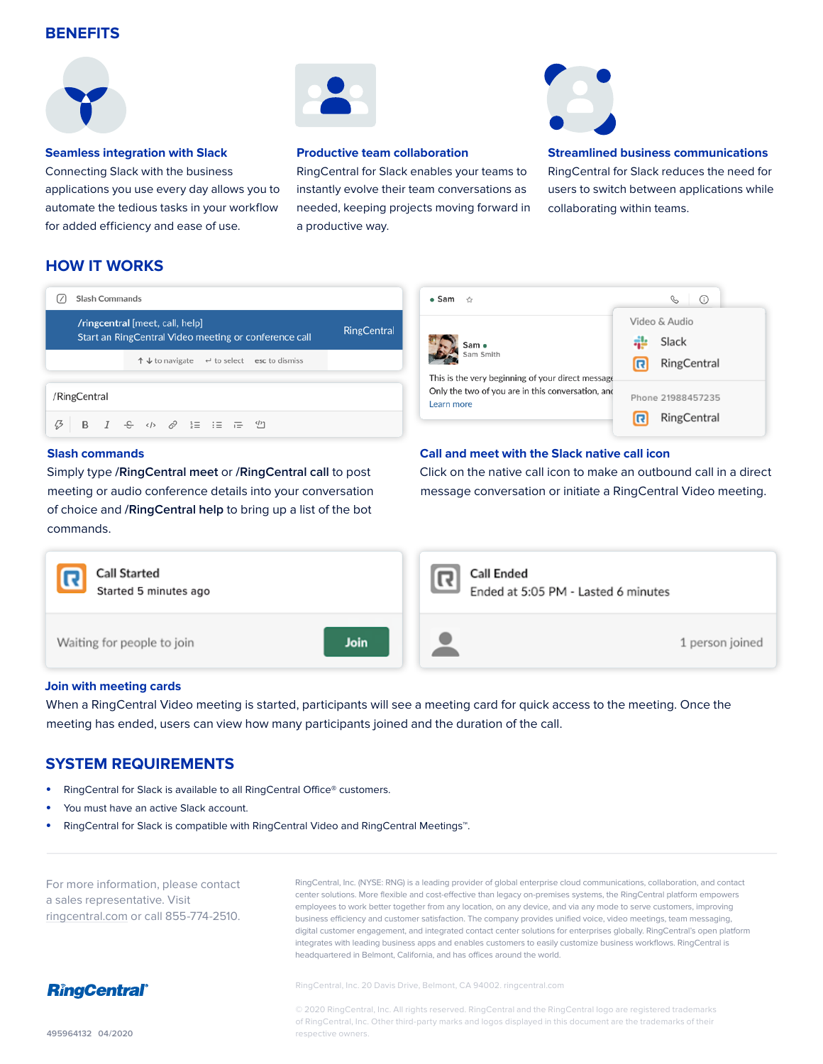## BENEFITS

### Seamless integration with Slack

Connecting Slack with the business applications you use every day allows you to automate the tedious tasks in your workflow for added efficiency and ease of use.

### Productive team collaboration

RingCentral for Slack enables your teams to instantly evolve their team conversations as needed, keeping projects moving forward in a productive way.

### Streamlined business communications

RingCentral for Slack reduces the need for users to switch between applications while collaborating within teams.

## HOW IT WORKS

### Slash commands

Simply type **/RingCentral meet** or **/RingCentral call** to post meeting or audio conference details into your conversation of choice and **/RingCentral help** to bring up a list of the bot commands.

### Call and meet with the Slack native call icon

Click on the native call icon to make an outbound call in a direct message conversation or initiate a RingCentral Video meeting.

### Join with meeting cards

When a RingCentral Video meeting is started, participants will see a meeting card for quick access to the meeting. Once the meeting has ended, users can view how many participants joined and the duration of the call.

## SYSTEM REQUIREMENTS

- RingCentral for Slack is available to all RingCentral Office® customers.
- You must have an active Slack account.
- RingCentral for Slack is compatible with RingCentral Video and RingCentral Meetings™.

For more information, please contact a sales representative. Visit ringcentral.com or call 855-774-2510.

RingCentral, Inc. (NYSE: RNG) is a leading provider of global enterprise cloud communications, collaboration, and contact center solutions. More flexible and cost-effective than legacy on-premises systems, the RingCentral platform empowers employees to work better together from any location, on any device, and via any mode to serve customers, improving business efficiency and customer satisfaction. The company provides unified voice, video meetings, team messaging, digital customer engagement, and integrated contact center solutions for enterprises globally. RingCentral's open platform integrates with leading business apps and enables customers to easily customize business workflows. RingCentral is headquartered in Belmont, California, and has offices around the world.

RingCentral, Inc. 20 Davis Drive, Belmont, CA 94002. ringcentral.com

© 2020 RingCentral, Inc. All rights reserved. RingCentral and the RingCentral logo are registered trademarks of RingCentral, Inc. Other third-party marks and logos displayed in this document are the trademarks of their respective owners.

495964132 04/2020